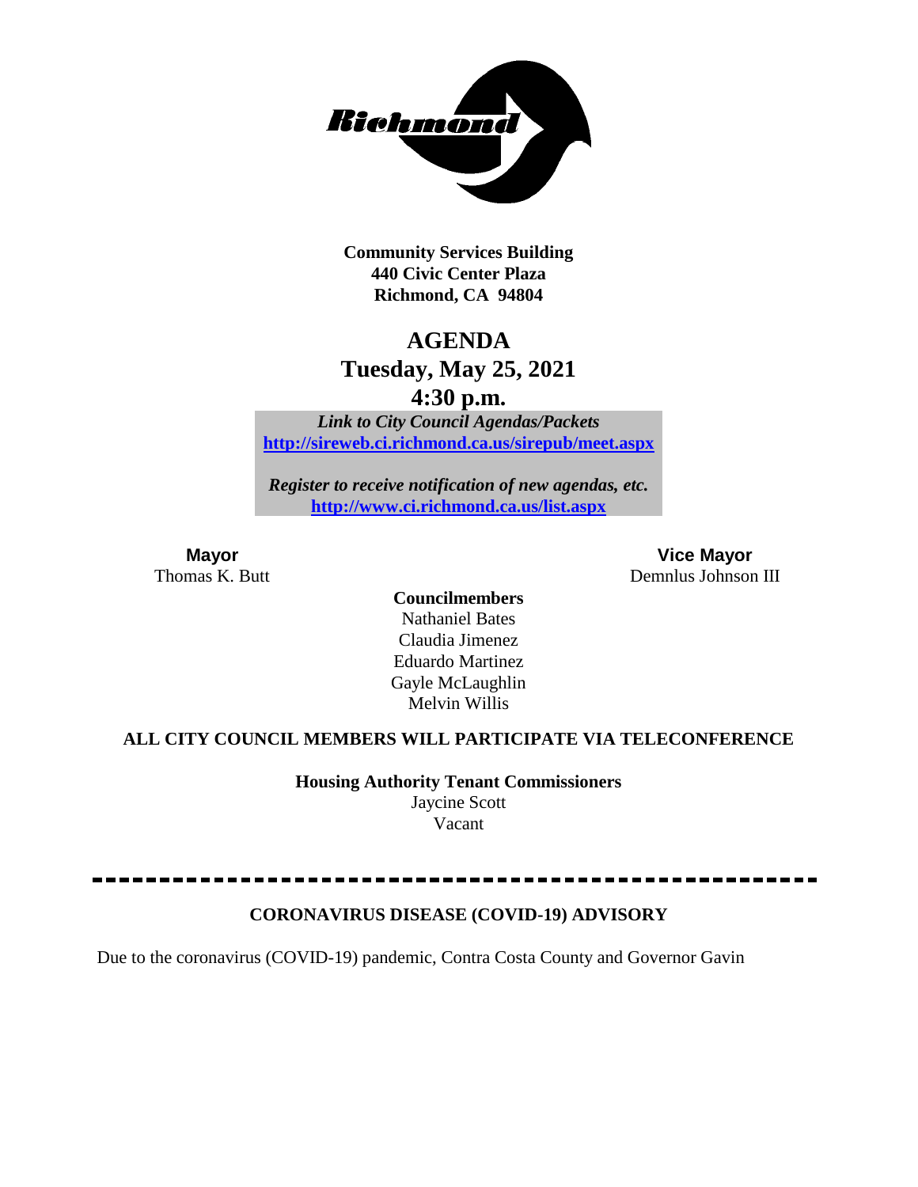**Community Services Building**
**440 Civic Center Plaza**
**Richmond, CA 94804**

# AGENDA
## Tuesday, May 25, 2021
## 4:30 p.m.

***Link to City Council Agendas/Packets***
**[http://sireweb.ci.richmond.ca.us/sirepub/meet.aspx](http://sireweb.ci.richmond.ca.us/sirepub/meet.aspx)**

***Register to receive notification of new agendas, etc.***
**[http://www.ci.richmond.ca.us/list.aspx](http://www.ci.richmond.ca.us/list.aspx)**

**Mayor**
Thomas K. Butt

**Vice Mayor**
Demnlus Johnson III

**Councilmembers**
Nathaniel Bates
Claudia Jimenez
Eduardo Martinez
Gayle McLaughlin
Melvin Willis

**ALL CITY COUNCIL MEMBERS WILL PARTICIPATE VIA TELECONFERENCE**

**Housing Authority Tenant Commissioners**
Jaycine Scott
Vacant

---

**CORONAVIRUS DISEASE (COVID-19) ADVISORY**

Due to the coronavirus (COVID-19) pandemic, Contra Costa County and Governor Gavin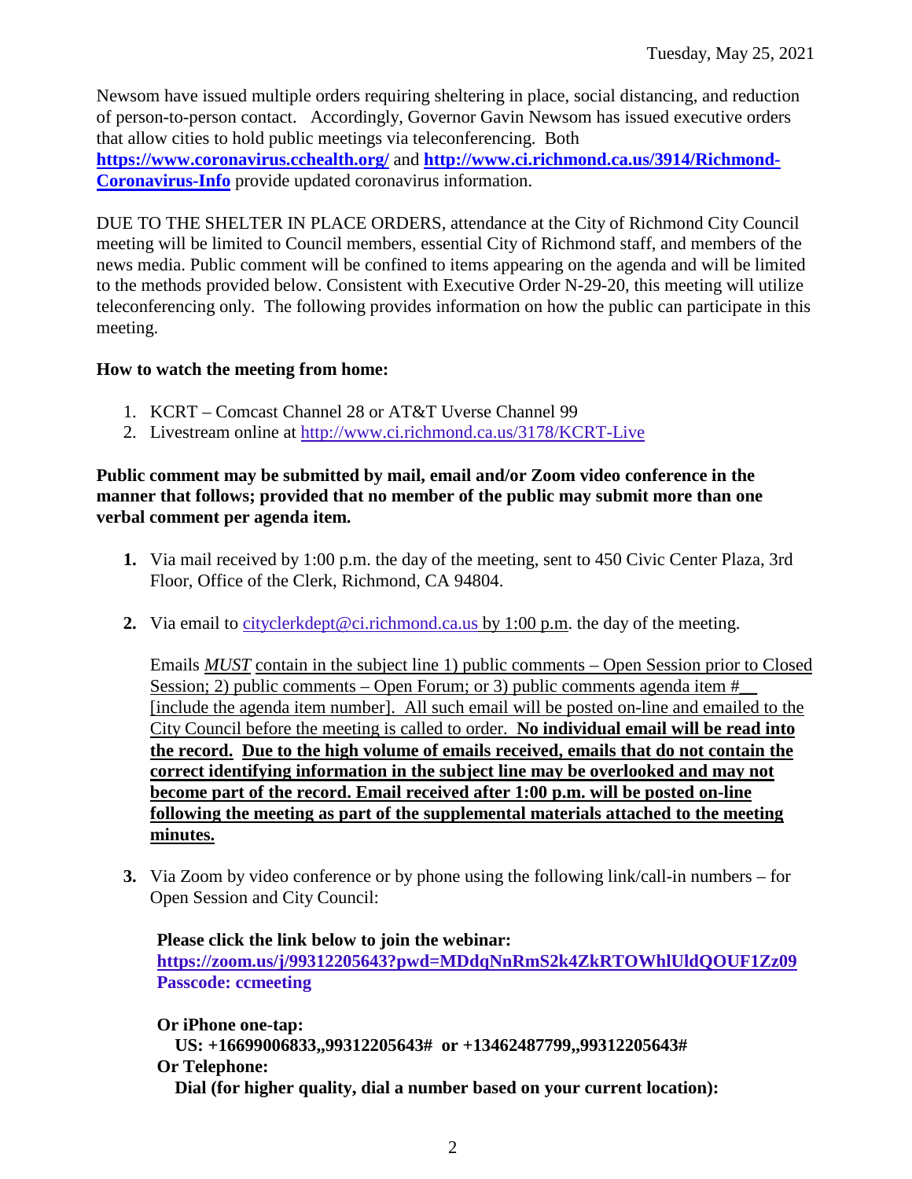Newsom have issued multiple orders requiring sheltering in place, social distancing, and reduction of person-to-person contact. Accordingly, Governor Gavin Newsom has issued executive orders that allow cities to hold public meetings via teleconferencing. Both **https://www.coronavirus.cchealth.org/** and **http://www.ci.richmond.ca.us/3914/Richmond-Coronavirus-Info** provide updated coronavirus information.

DUE TO THE SHELTER IN PLACE ORDERS, attendance at the City of Richmond City Council meeting will be limited to Council members, essential City of Richmond staff, and members of the news media. Public comment will be confined to items appearing on the agenda and will be limited to the methods provided below. Consistent with Executive Order N-29-20, this meeting will utilize teleconferencing only. The following provides information on how the public can participate in this meeting.

**How to watch the meeting from home:**

1. KCRT – Comcast Channel 28 or AT&T Uverse Channel 99
2. Livestream online at http://www.ci.richmond.ca.us/3178/KCRT-Live

**Public comment may be submitted by mail, email and/or Zoom video conference in the manner that follows; provided that no member of the public may submit more than one verbal comment per agenda item.**

1. Via mail received by 1:00 p.m. the day of the meeting, sent to 450 Civic Center Plaza, 3rd Floor, Office of the Clerk, Richmond, CA 94804.

2. Via email to cityclerkdept@ci.richmond.ca.us by 1:00 p.m. the day of the meeting.

   Emails *MUST* contain in the subject line 1) public comments – Open Session prior to Closed Session; 2) public comments – Open Forum; or 3) public comments agenda item #__ [include the agenda item number]. All such email will be posted on-line and emailed to the City Council before the meeting is called to order. **No individual email will be read into the record. Due to the high volume of emails received, emails that do not contain the correct identifying information in the subject line may be overlooked and may not become part of the record. Email received after 1:00 p.m. will be posted on-line following the meeting as part of the supplemental materials attached to the meeting minutes.**

3. Via Zoom by video conference or by phone using the following link/call-in numbers – for Open Session and City Council:

   **Please click the link below to join the webinar:**
   **https://zoom.us/j/99312205643?pwd=MDdqNnRmS2k4ZkRTOWhlUldQOUF1Zz09**
   **Passcode: ccmeeting**

   **Or iPhone one-tap:**
   **US: +16699006833,,99312205643# or +13462487799,,99312205643#**
   **Or Telephone:**
   **Dial (for higher quality, dial a number based on your current location):**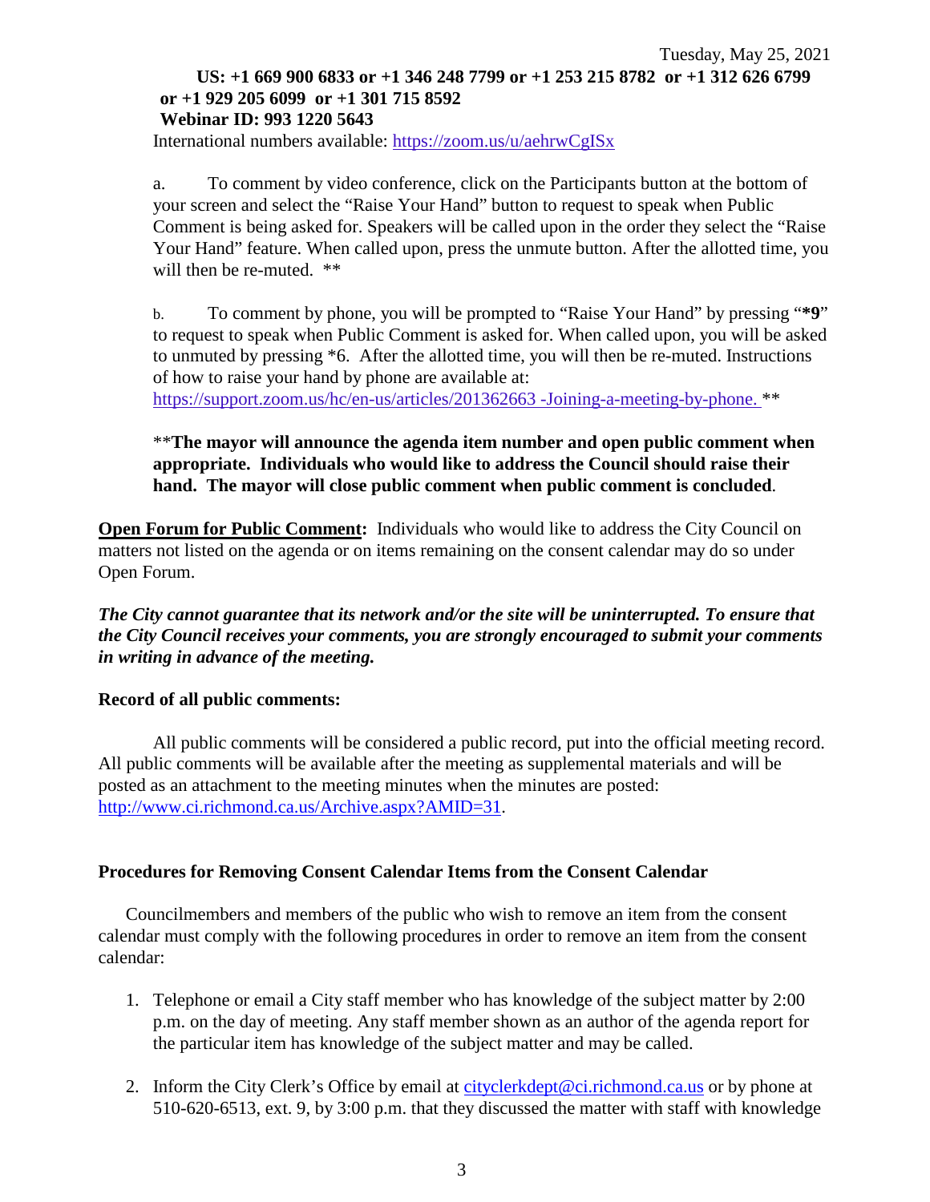**US: +1 669 900 6833 or +1 346 248 7799 or +1 253 215 8782 or +1 312 626 6799 or +1 929 205 6099 or +1 301 715 8592**
**Webinar ID: 993 1220 5643**
International numbers available: https://zoom.us/u/aehrwCgISx

a. To comment by video conference, click on the Participants button at the bottom of your screen and select the "Raise Your Hand" button to request to speak when Public Comment is being asked for. Speakers will be called upon in the order they select the "Raise Your Hand" feature. When called upon, press the unmute button. After the allotted time, you will then be re-muted. **

b. To comment by phone, you will be prompted to "Raise Your Hand" by pressing "**\*9**" to request to speak when Public Comment is asked for. When called upon, you will be asked to unmuted by pressing *6. After the allotted time, you will then be re-muted. Instructions of how to raise your hand by phone are available at: https://support.zoom.us/hc/en-us/articles/201362663 -Joining-a-meeting-by-phone. **

**\*\*The mayor will announce the agenda item number and open public comment when appropriate. Individuals who would like to address the Council should raise their hand. The mayor will close public comment when public comment is concluded**.

**Open Forum for Public Comment:** Individuals who would like to address the City Council on matters not listed on the agenda or on items remaining on the consent calendar may do so under Open Forum.

***The City cannot guarantee that its network and/or the site will be uninterrupted. To ensure that the City Council receives your comments, you are strongly encouraged to submit your comments in writing in advance of the meeting.***

**Record of all public comments:**

All public comments will be considered a public record, put into the official meeting record. All public comments will be available after the meeting as supplemental materials and will be posted as an attachment to the meeting minutes when the minutes are posted: http://www.ci.richmond.ca.us/Archive.aspx?AMID=31.

**Procedures for Removing Consent Calendar Items from the Consent Calendar**

Councilmembers and members of the public who wish to remove an item from the consent calendar must comply with the following procedures in order to remove an item from the consent calendar:

1. Telephone or email a City staff member who has knowledge of the subject matter by 2:00 p.m. on the day of meeting. Any staff member shown as an author of the agenda report for the particular item has knowledge of the subject matter and may be called.

2. Inform the City Clerk's Office by email at cityclerkdept@ci.richmond.ca.us or by phone at 510-620-6513, ext. 9, by 3:00 p.m. that they discussed the matter with staff with knowledge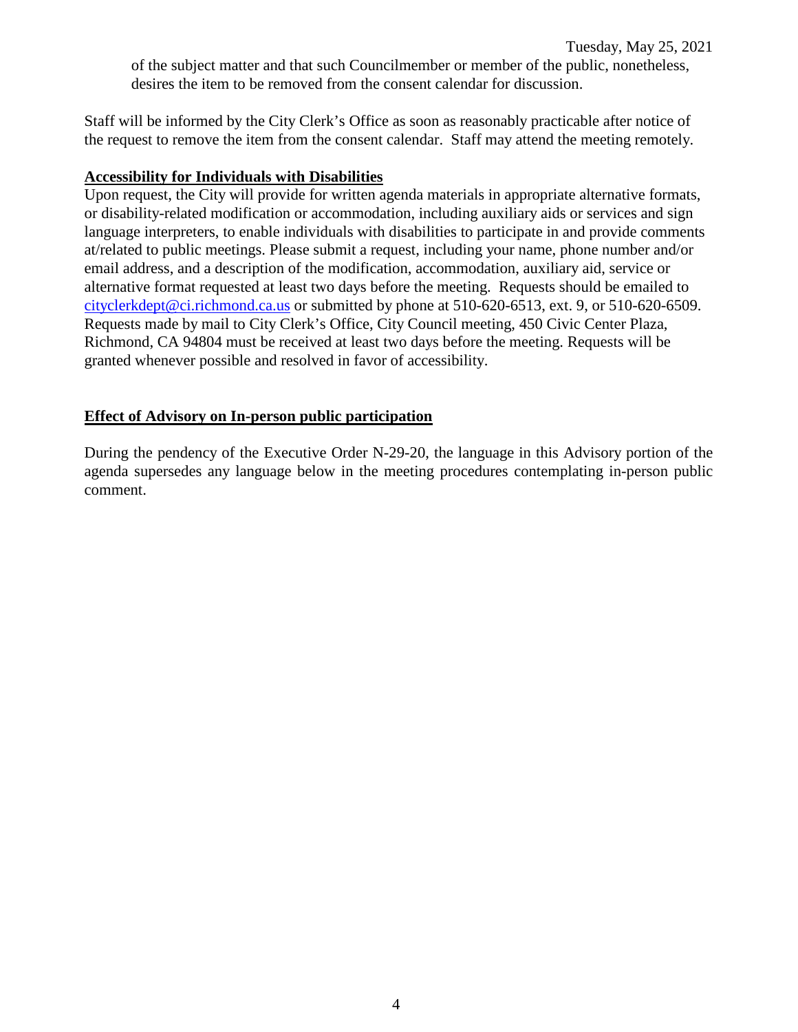of the subject matter and that such Councilmember or member of the public, nonetheless, desires the item to be removed from the consent calendar for discussion.

Staff will be informed by the City Clerk's Office as soon as reasonably practicable after notice of the request to remove the item from the consent calendar. Staff may attend the meeting remotely.

**Accessibility for Individuals with Disabilities**

Upon request, the City will provide for written agenda materials in appropriate alternative formats, or disability-related modification or accommodation, including auxiliary aids or services and sign language interpreters, to enable individuals with disabilities to participate in and provide comments at/related to public meetings. Please submit a request, including your name, phone number and/or email address, and a description of the modification, accommodation, auxiliary aid, service or alternative format requested at least two days before the meeting. Requests should be emailed to cityclerkdept@ci.richmond.ca.us or submitted by phone at 510-620-6513, ext. 9, or 510-620-6509. Requests made by mail to City Clerk's Office, City Council meeting, 450 Civic Center Plaza, Richmond, CA 94804 must be received at least two days before the meeting. Requests will be granted whenever possible and resolved in favor of accessibility.

**Effect of Advisory on In-person public participation**

During the pendency of the Executive Order N-29-20, the language in this Advisory portion of the agenda supersedes any language below in the meeting procedures contemplating in-person public comment.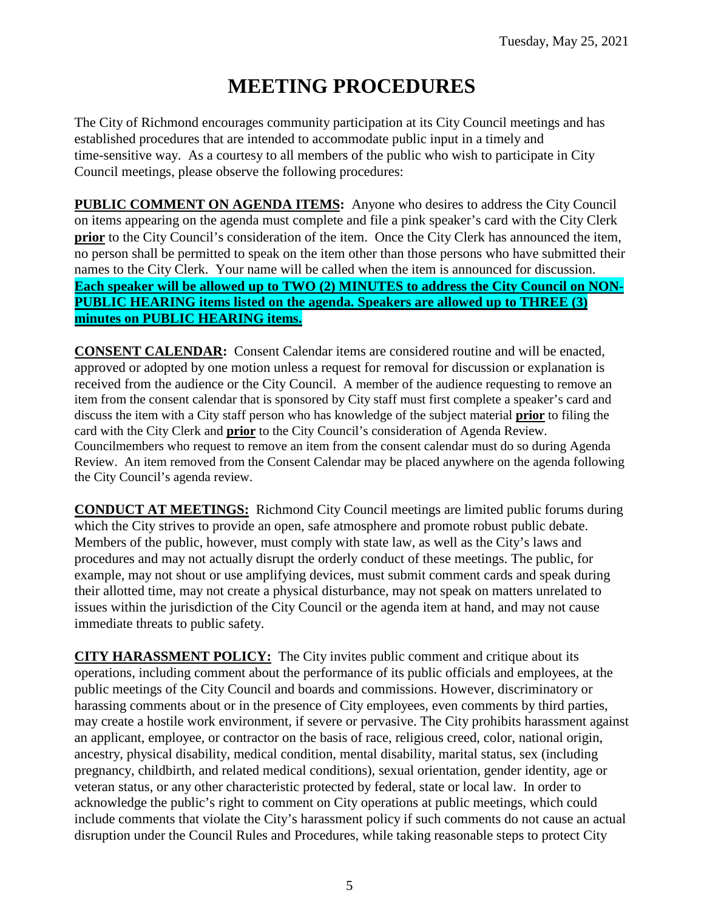# MEETING PROCEDURES

The City of Richmond encourages community participation at its City Council meetings and has established procedures that are intended to accommodate public input in a timely and time-sensitive way. As a courtesy to all members of the public who wish to participate in City Council meetings, please observe the following procedures:

**PUBLIC COMMENT ON AGENDA ITEMS:** Anyone who desires to address the City Council on items appearing on the agenda must complete and file a pink speaker's card with the City Clerk **prior** to the City Council's consideration of the item. Once the City Clerk has announced the item, no person shall be permitted to speak on the item other than those persons who have submitted their names to the City Clerk. Your name will be called when the item is announced for discussion. **Each speaker will be allowed up to TWO (2) MINUTES to address the City Council on NON-PUBLIC HEARING items listed on the agenda. Speakers are allowed up to THREE (3) minutes on PUBLIC HEARING items.**

**CONSENT CALENDAR:** Consent Calendar items are considered routine and will be enacted, approved or adopted by one motion unless a request for removal for discussion or explanation is received from the audience or the City Council. A member of the audience requesting to remove an item from the consent calendar that is sponsored by City staff must first complete a speaker's card and discuss the item with a City staff person who has knowledge of the subject material **prior** to filing the card with the City Clerk and **prior** to the City Council's consideration of Agenda Review. Councilmembers who request to remove an item from the consent calendar must do so during Agenda Review. An item removed from the Consent Calendar may be placed anywhere on the agenda following the City Council's agenda review.

**CONDUCT AT MEETINGS:** Richmond City Council meetings are limited public forums during which the City strives to provide an open, safe atmosphere and promote robust public debate. Members of the public, however, must comply with state law, as well as the City's laws and procedures and may not actually disrupt the orderly conduct of these meetings. The public, for example, may not shout or use amplifying devices, must submit comment cards and speak during their allotted time, may not create a physical disturbance, may not speak on matters unrelated to issues within the jurisdiction of the City Council or the agenda item at hand, and may not cause immediate threats to public safety.

**CITY HARASSMENT POLICY:** The City invites public comment and critique about its operations, including comment about the performance of its public officials and employees, at the public meetings of the City Council and boards and commissions. However, discriminatory or harassing comments about or in the presence of City employees, even comments by third parties, may create a hostile work environment, if severe or pervasive. The City prohibits harassment against an applicant, employee, or contractor on the basis of race, religious creed, color, national origin, ancestry, physical disability, medical condition, mental disability, marital status, sex (including pregnancy, childbirth, and related medical conditions), sexual orientation, gender identity, age or veteran status, or any other characteristic protected by federal, state or local law. In order to acknowledge the public's right to comment on City operations at public meetings, which could include comments that violate the City's harassment policy if such comments do not cause an actual disruption under the Council Rules and Procedures, while taking reasonable steps to protect City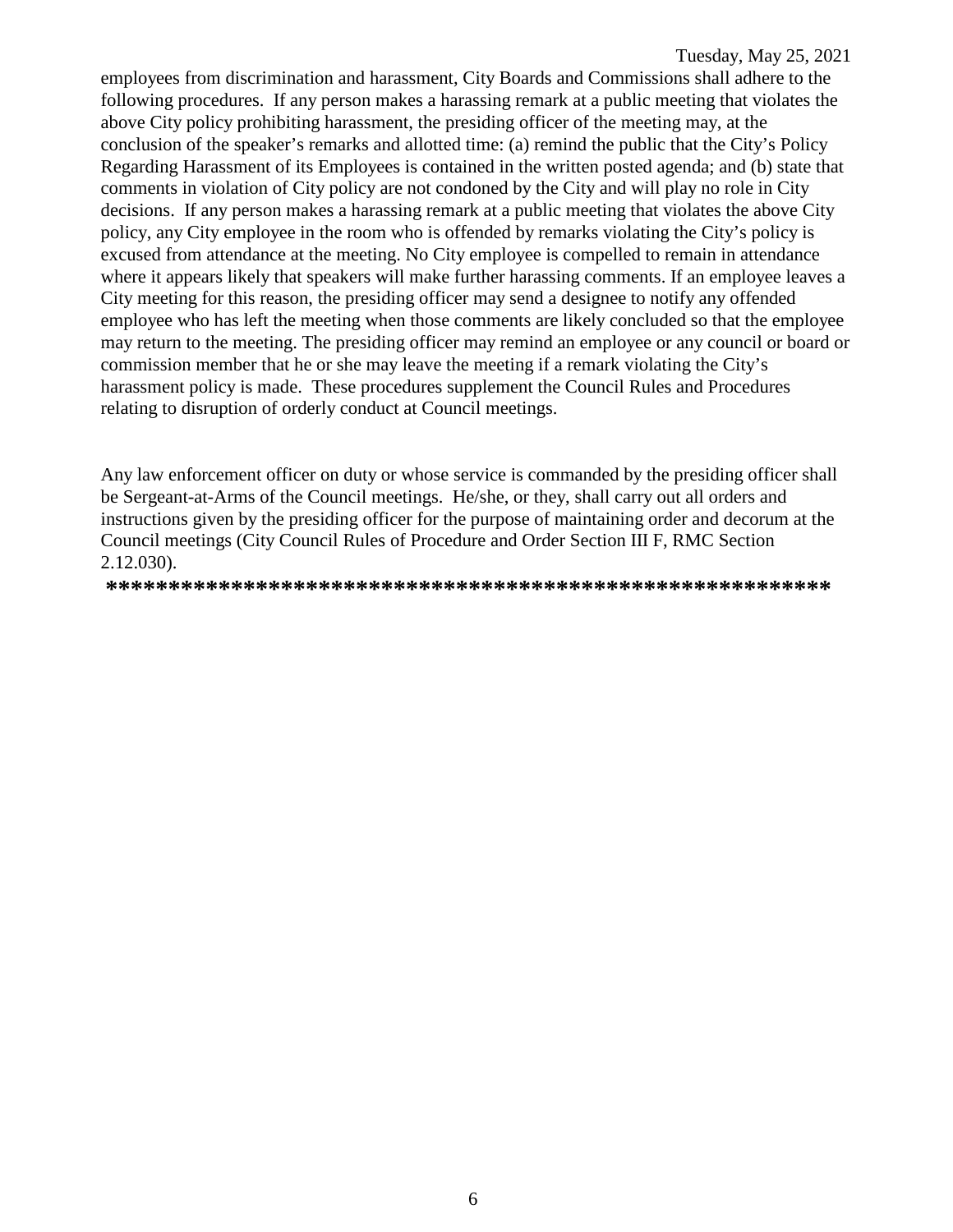employees from discrimination and harassment, City Boards and Commissions shall adhere to the following procedures. If any person makes a harassing remark at a public meeting that violates the above City policy prohibiting harassment, the presiding officer of the meeting may, at the conclusion of the speaker's remarks and allotted time: (a) remind the public that the City's Policy Regarding Harassment of its Employees is contained in the written posted agenda; and (b) state that comments in violation of City policy are not condoned by the City and will play no role in City decisions. If any person makes a harassing remark at a public meeting that violates the above City policy, any City employee in the room who is offended by remarks violating the City's policy is excused from attendance at the meeting. No City employee is compelled to remain in attendance where it appears likely that speakers will make further harassing comments. If an employee leaves a City meeting for this reason, the presiding officer may send a designee to notify any offended employee who has left the meeting when those comments are likely concluded so that the employee may return to the meeting. The presiding officer may remind an employee or any council or board or commission member that he or she may leave the meeting if a remark violating the City's harassment policy is made. These procedures supplement the Council Rules and Procedures relating to disruption of orderly conduct at Council meetings.

Any law enforcement officer on duty or whose service is commanded by the presiding officer shall be Sergeant-at-Arms of the Council meetings. He/she, or they, shall carry out all orders and instructions given by the presiding officer for the purpose of maintaining order and decorum at the Council meetings (City Council Rules of Procedure and Order Section III F, RMC Section 2.12.030).

**********************************************************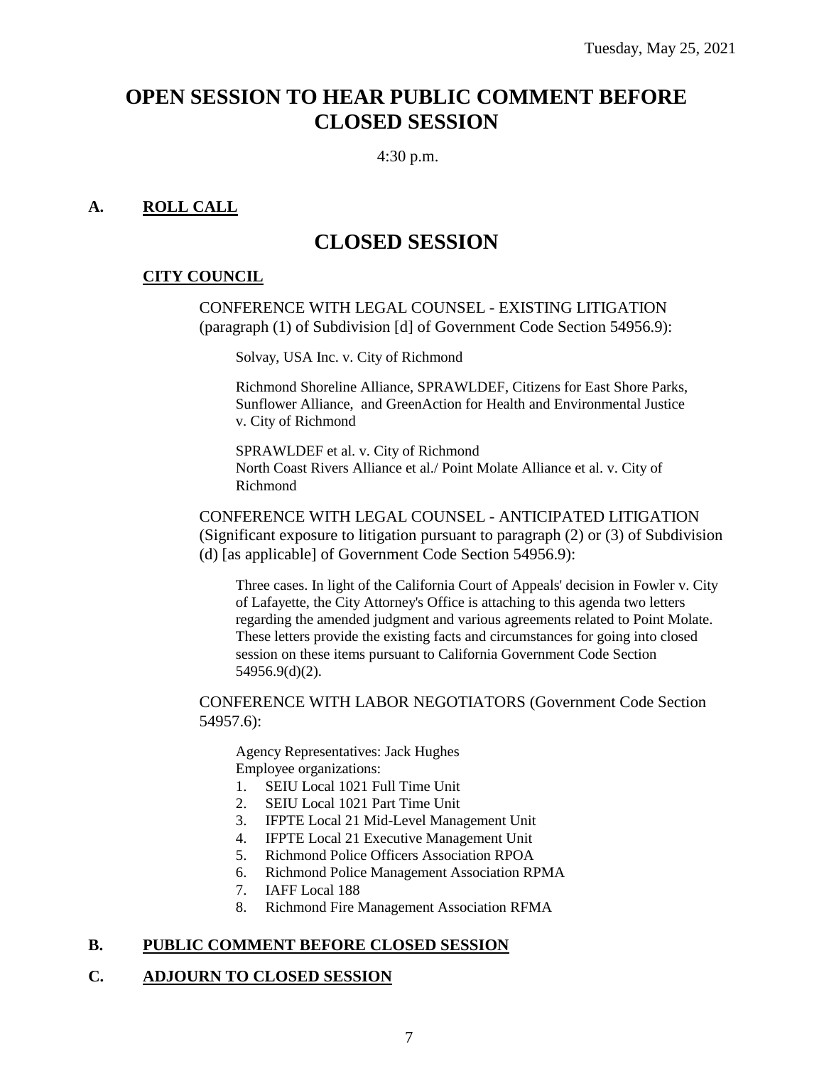# OPEN SESSION TO HEAR PUBLIC COMMENT BEFORE CLOSED SESSION

4:30 p.m.

## A. ROLL CALL

# CLOSED SESSION

### CITY COUNCIL

CONFERENCE WITH LEGAL COUNSEL - EXISTING LITIGATION (paragraph (1) of Subdivision [d] of Government Code Section 54956.9):

Solvay, USA Inc. v. City of Richmond

Richmond Shoreline Alliance, SPRAWLDEF, Citizens for East Shore Parks, Sunflower Alliance, and GreenAction for Health and Environmental Justice v. City of Richmond

SPRAWLDEF et al. v. City of Richmond
North Coast Rivers Alliance et al./ Point Molate Alliance et al. v. City of Richmond

CONFERENCE WITH LEGAL COUNSEL - ANTICIPATED LITIGATION (Significant exposure to litigation pursuant to paragraph (2) or (3) of Subdivision (d) [as applicable] of Government Code Section 54956.9):

Three cases. In light of the California Court of Appeals' decision in Fowler v. City of Lafayette, the City Attorney's Office is attaching to this agenda two letters regarding the amended judgment and various agreements related to Point Molate. These letters provide the existing facts and circumstances for going into closed session on these items pursuant to California Government Code Section 54956.9(d)(2).

CONFERENCE WITH LABOR NEGOTIATORS (Government Code Section 54957.6):

Agency Representatives: Jack Hughes
Employee organizations:

1. SEIU Local 1021 Full Time Unit
2. SEIU Local 1021 Part Time Unit
3. IFPTE Local 21 Mid-Level Management Unit
4. IFPTE Local 21 Executive Management Unit
5. Richmond Police Officers Association RPOA
6. Richmond Police Management Association RPMA
7. IAFF Local 188
8. Richmond Fire Management Association RFMA

## B. PUBLIC COMMENT BEFORE CLOSED SESSION

## C. ADJOURN TO CLOSED SESSION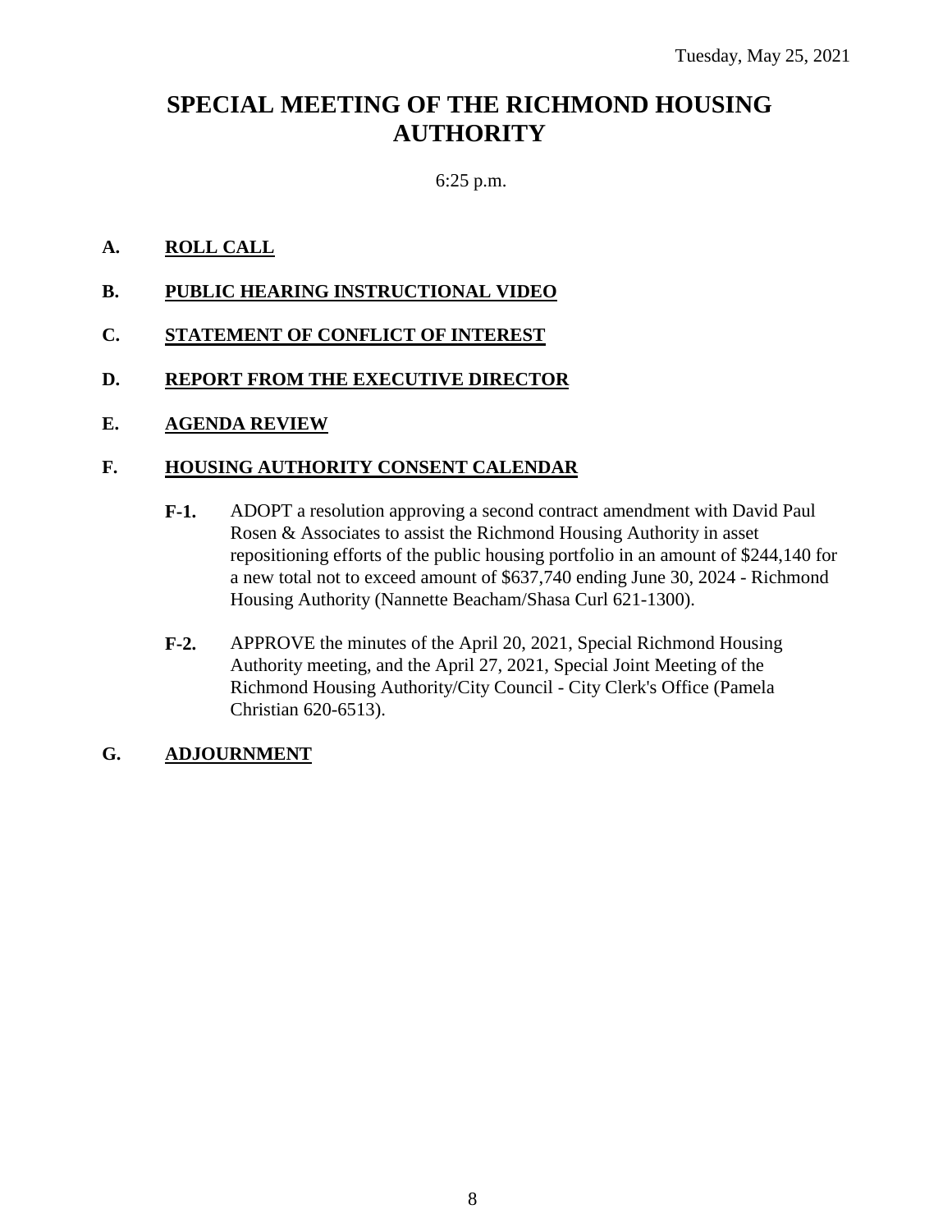Tuesday, May 25, 2021

# SPECIAL MEETING OF THE RICHMOND HOUSING AUTHORITY

6:25 p.m.

**A. ROLL CALL**

**B. PUBLIC HEARING INSTRUCTIONAL VIDEO**

**C. STATEMENT OF CONFLICT OF INTEREST**

**D. REPORT FROM THE EXECUTIVE DIRECTOR**

**E. AGENDA REVIEW**

**F. HOUSING AUTHORITY CONSENT CALENDAR**

**F-1.** ADOPT a resolution approving a second contract amendment with David Paul Rosen & Associates to assist the Richmond Housing Authority in asset repositioning efforts of the public housing portfolio in an amount of $244,140 for a new total not to exceed amount of $637,740 ending June 30, 2024 - Richmond Housing Authority (Nannette Beacham/Shasa Curl 621-1300).

**F-2.** APPROVE the minutes of the April 20, 2021, Special Richmond Housing Authority meeting, and the April 27, 2021, Special Joint Meeting of the Richmond Housing Authority/City Council - City Clerk's Office (Pamela Christian 620-6513).

**G. ADJOURNMENT**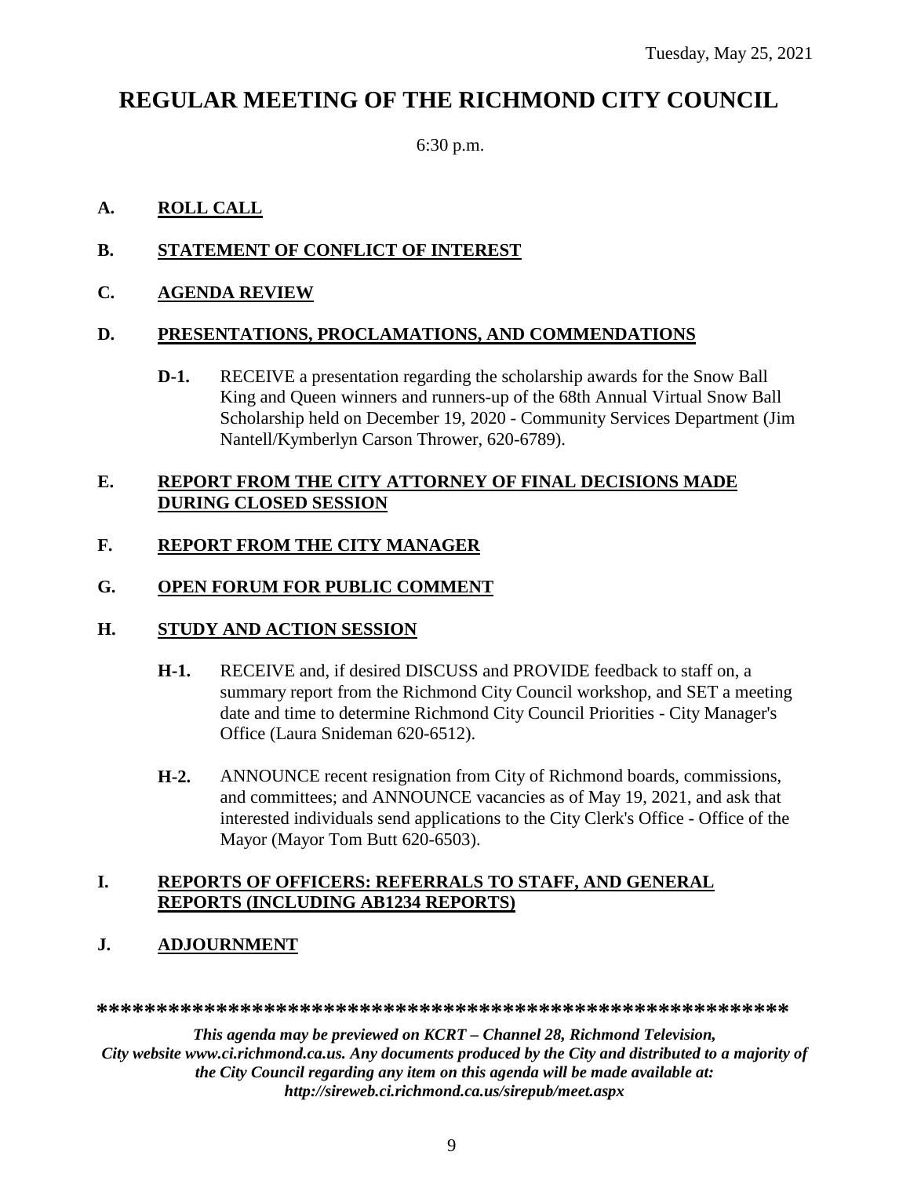Tuesday, May 25, 2021

# REGULAR MEETING OF THE RICHMOND CITY COUNCIL

6:30 p.m.

**A. ROLL CALL**

**B. STATEMENT OF CONFLICT OF INTEREST**

**C. AGENDA REVIEW**

**D. PRESENTATIONS, PROCLAMATIONS, AND COMMENDATIONS**

**D-1.** RECEIVE a presentation regarding the scholarship awards for the Snow Ball King and Queen winners and runners-up of the 68th Annual Virtual Snow Ball Scholarship held on December 19, 2020 - Community Services Department (Jim Nantell/Kymberlyn Carson Thrower, 620-6789).

**E. REPORT FROM THE CITY ATTORNEY OF FINAL DECISIONS MADE DURING CLOSED SESSION**

**F. REPORT FROM THE CITY MANAGER**

**G. OPEN FORUM FOR PUBLIC COMMENT**

**H. STUDY AND ACTION SESSION**

**H-1.** RECEIVE and, if desired DISCUSS and PROVIDE feedback to staff on, a summary report from the Richmond City Council workshop, and SET a meeting date and time to determine Richmond City Council Priorities - City Manager's Office (Laura Snideman 620-6512).

**H-2.** ANNOUNCE recent resignation from City of Richmond boards, commissions, and committees; and ANNOUNCE vacancies as of May 19, 2021, and ask that interested individuals send applications to the City Clerk's Office - Office of the Mayor (Mayor Tom Butt 620-6503).

**I. REPORTS OF OFFICERS: REFERRALS TO STAFF, AND GENERAL REPORTS (INCLUDING AB1234 REPORTS)**

**J. ADJOURNMENT**

**************************************************************

***This agenda may be previewed on KCRT – Channel 28, Richmond Television, City website www.ci.richmond.ca.us. Any documents produced by the City and distributed to a majority of the City Council regarding any item on this agenda will be made available at: http://sireweb.ci.richmond.ca.us/sirepub/meet.aspx***